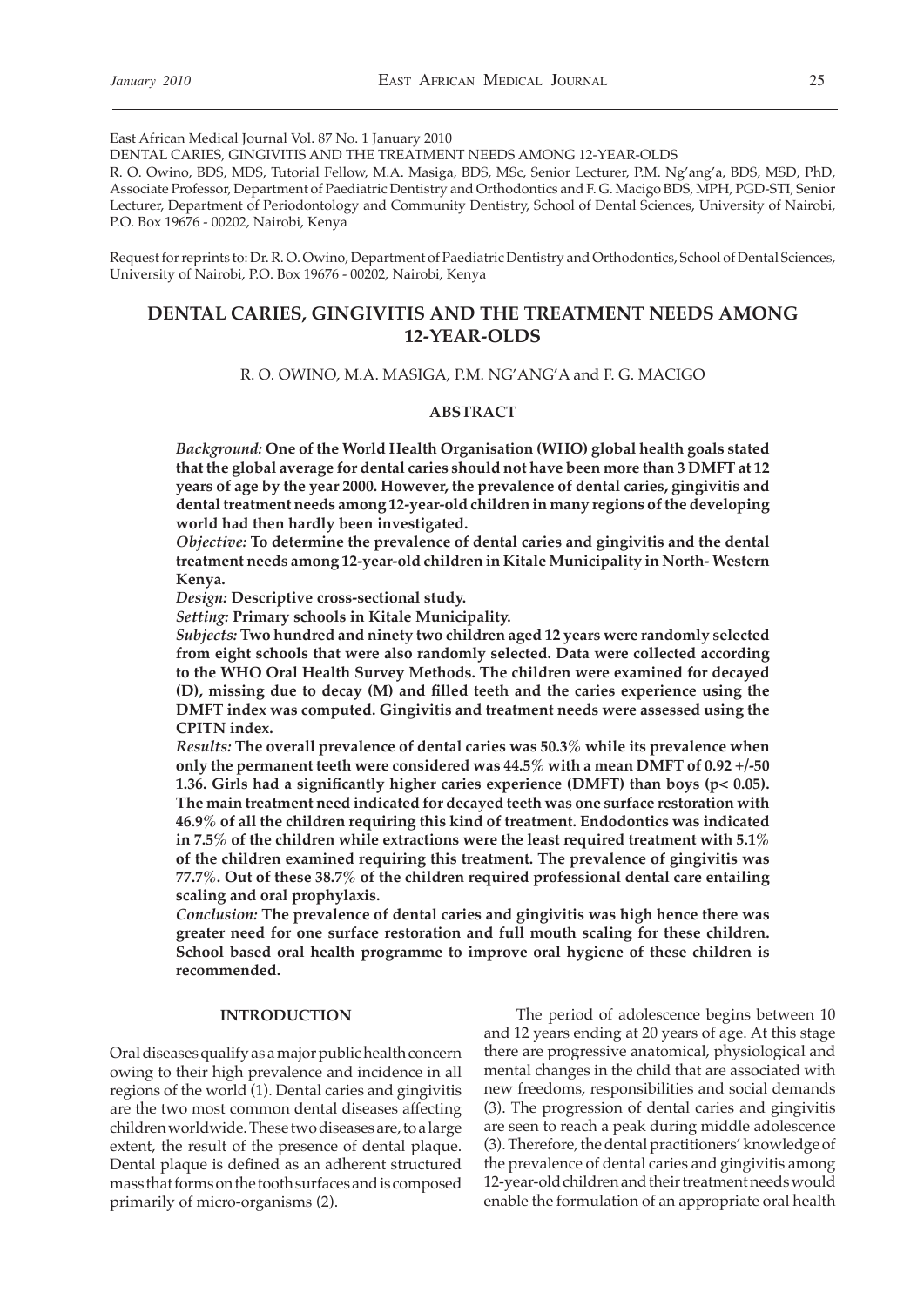East African Medical Journal Vol. 87 No. 1 January 2010

DENTAL CARIES, GINGIVITIS AND THE TREATMENT NEEDS AMONG 12-YEAR-OLDS

R. O. Owino, BDS, MDS, Tutorial Fellow, M.A. Masiga, BDS, MSc, Senior Lecturer, P.M. Ng'ang'a, BDS, MSD, PhD, Associate Professor, Department of Paediatric Dentistry and Orthodontics and F. G. Macigo BDS, MPH, PGD-STI, Senior Lecturer, Department of Periodontology and Community Dentistry, School of Dental Sciences, University of Nairobi, P.O. Box 19676 - 00202, Nairobi, Kenya

Request for reprints to: Dr. R. O. Owino, Department of Paediatric Dentistry and Orthodontics, School of Dental Sciences, University of Nairobi, P.O. Box 19676 - 00202, Nairobi, Kenya

# DENTAL CARIES, GINGIVITIS AND THE TREATMENT NEEDS AMONG 12-YEAR-OLDS

R. O. OWINO, M.A. MASIGA, P.M. NG'ANG'A and F. G. MACIGO

## ABSTRACT

***Background:*** **One of the World Health Organisation (WHO) global health goals stated that the global average for dental caries should not have been more than 3 DMFT at 12 years of age by the year 2000. However, the prevalence of dental caries, gingivitis and dental treatment needs among 12-year-old children in many regions of the developing world had then hardly been investigated.**

***Objective:*** **To determine the prevalence of dental caries and gingivitis and the dental treatment needs among 12-year-old children in Kitale Municipality in North- Western Kenya.**

***Design:*** **Descriptive cross-sectional study.**

***Setting:*** **Primary schools in Kitale Municipality.**

***Subjects:*** **Two hundred and ninety two children aged 12 years were randomly selected from eight schools that were also randomly selected. Data were collected according to the WHO Oral Health Survey Methods. The children were examined for decayed (D), missing due to decay (M) and filled teeth and the caries experience using the DMFT index was computed. Gingivitis and treatment needs were assessed using the CPITN index.**

***Results:*** **The overall prevalence of dental caries was 50.3% while its prevalence when only the permanent teeth were considered was 44.5% with a mean DMFT of 0.92 +/-50 1.36. Girls had a significantly higher caries experience (DMFT) than boys ($p < 0.05$). The main treatment need indicated for decayed teeth was one surface restoration with 46.9% of all the children requiring this kind of treatment. Endodontics was indicated in 7.5% of the children while extractions were the least required treatment with 5.1% of the children examined requiring this treatment. The prevalence of gingivitis was 77.7%. Out of these 38.7% of the children required professional dental care entailing scaling and oral prophylaxis.**

***Conclusion:*** **The prevalence of dental caries and gingivitis was high hence there was greater need for one surface restoration and full mouth scaling for these children. School based oral health programme to improve oral hygiene of these children is recommended.**

## INTRODUCTION

Oral diseases qualify as a major public health concern owing to their high prevalence and incidence in all regions of the world (1). Dental caries and gingivitis are the two most common dental diseases affecting children worldwide. These two diseases are, to a large extent, the result of the presence of dental plaque. Dental plaque is defined as an adherent structured mass that forms on the tooth surfaces and is composed primarily of micro-organisms (2).

The period of adolescence begins between 10 and 12 years ending at 20 years of age. At this stage there are progressive anatomical, physiological and mental changes in the child that are associated with new freedoms, responsibilities and social demands (3). The progression of dental caries and gingivitis are seen to reach a peak during middle adolescence (3). Therefore, the dental practitioners' knowledge of the prevalence of dental caries and gingivitis among 12-year-old children and their treatment needs would enable the formulation of an appropriate oral health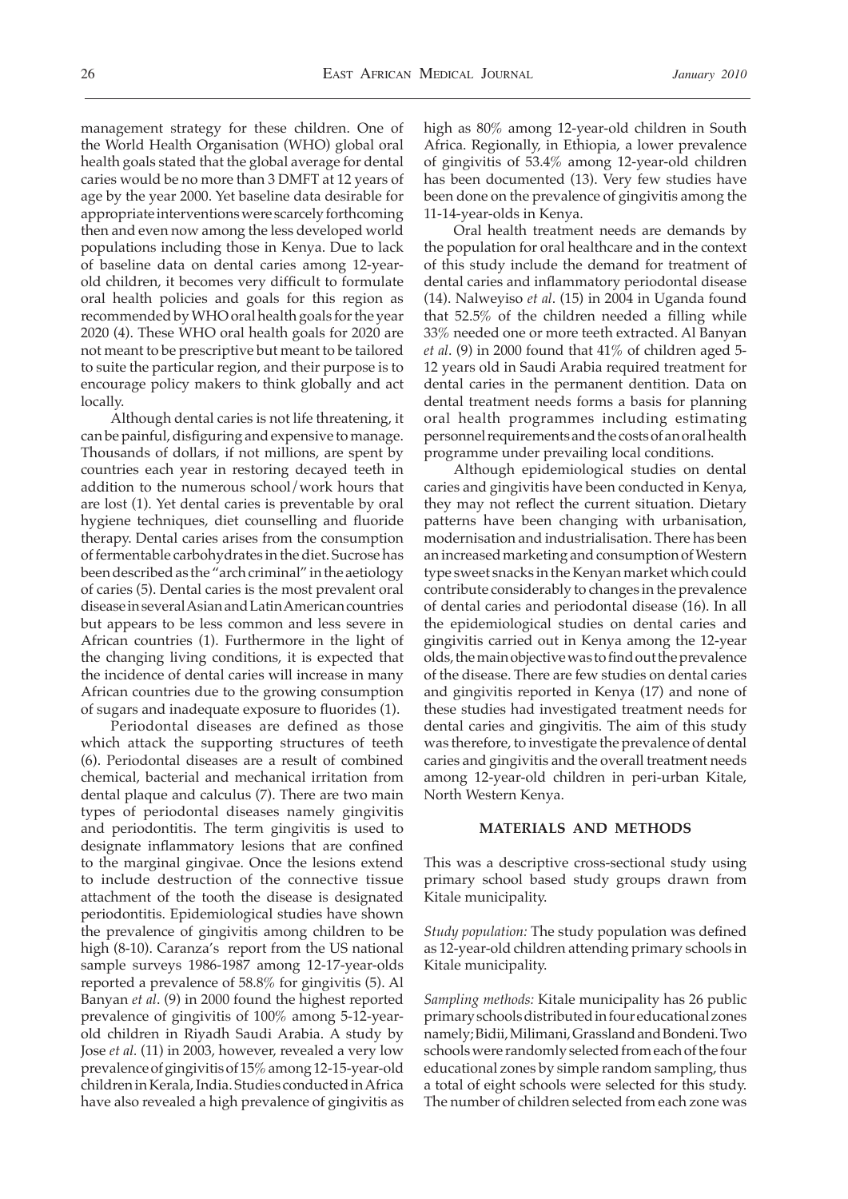management strategy for these children. One of the World Health Organisation (WHO) global oral health goals stated that the global average for dental caries would be no more than 3 DMFT at 12 years of age by the year 2000. Yet baseline data desirable for appropriate interventions were scarcely forthcoming then and even now among the less developed world populations including those in Kenya. Due to lack of baseline data on dental caries among 12-year-old children, it becomes very difficult to formulate oral health policies and goals for this region as recommended by WHO oral health goals for the year 2020 (4). These WHO oral health goals for 2020 are not meant to be prescriptive but meant to be tailored to suite the particular region, and their purpose is to encourage policy makers to think globally and act locally.

Although dental caries is not life threatening, it can be painful, disfiguring and expensive to manage. Thousands of dollars, if not millions, are spent by countries each year in restoring decayed teeth in addition to the numerous school/work hours that are lost (1). Yet dental caries is preventable by oral hygiene techniques, diet counselling and fluoride therapy. Dental caries arises from the consumption of fermentable carbohydrates in the diet. Sucrose has been described as the "arch criminal" in the aetiology of caries (5). Dental caries is the most prevalent oral disease in several Asian and Latin American countries but appears to be less common and less severe in African countries (1). Furthermore in the light of the changing living conditions, it is expected that the incidence of dental caries will increase in many African countries due to the growing consumption of sugars and inadequate exposure to fluorides (1).

Periodontal diseases are defined as those which attack the supporting structures of teeth (6). Periodontal diseases are a result of combined chemical, bacterial and mechanical irritation from dental plaque and calculus (7). There are two main types of periodontal diseases namely gingivitis and periodontitis. The term gingivitis is used to designate inflammatory lesions that are confined to the marginal gingivae. Once the lesions extend to include destruction of the connective tissue attachment of the tooth the disease is designated periodontitis. Epidemiological studies have shown the prevalence of gingivitis among children to be high (8-10). Caranza's report from the US national sample surveys 1986-1987 among 12-17-year-olds reported a prevalence of 58.8% for gingivitis (5). Al Banyan *et al*. (9) in 2000 found the highest reported prevalence of gingivitis of 100% among 5-12-year-old children in Riyadh Saudi Arabia. A study by Jose *et al*. (11) in 2003, however, revealed a very low prevalence of gingivitis of 15% among 12-15-year-old children in Kerala, India. Studies conducted in Africa have also revealed a high prevalence of gingivitis as high as 80% among 12-year-old children in South Africa. Regionally, in Ethiopia, a lower prevalence of gingivitis of 53.4% among 12-year-old children has been documented (13). Very few studies have been done on the prevalence of gingivitis among the 11-14-year-olds in Kenya.

Oral health treatment needs are demands by the population for oral healthcare and in the context of this study include the demand for treatment of dental caries and inflammatory periodontal disease (14). Nalweyiso *et al*. (15) in 2004 in Uganda found that 52.5% of the children needed a filling while 33% needed one or more teeth extracted. Al Banyan *et al*. (9) in 2000 found that 41% of children aged 5-12 years old in Saudi Arabia required treatment for dental caries in the permanent dentition. Data on dental treatment needs forms a basis for planning oral health programmes including estimating personnel requirements and the costs of an oral health programme under prevailing local conditions.

Although epidemiological studies on dental caries and gingivitis have been conducted in Kenya, they may not reflect the current situation. Dietary patterns have been changing with urbanisation, modernisation and industrialisation. There has been an increased marketing and consumption of Western type sweet snacks in the Kenyan market which could contribute considerably to changes in the prevalence of dental caries and periodontal disease (16). In all the epidemiological studies on dental caries and gingivitis carried out in Kenya among the 12-year olds, the main objective was to find out the prevalence of the disease. There are few studies on dental caries and gingivitis reported in Kenya (17) and none of these studies had investigated treatment needs for dental caries and gingivitis. The aim of this study was therefore, to investigate the prevalence of dental caries and gingivitis and the overall treatment needs among 12-year-old children in peri-urban Kitale, North Western Kenya.

## MATERIALS AND METHODS

This was a descriptive cross-sectional study using primary school based study groups drawn from Kitale municipality.

*Study population:* The study population was defined as 12-year-old children attending primary schools in Kitale municipality.

*Sampling methods:* Kitale municipality has 26 public primary schools distributed in four educational zones namely; Bidii, Milimani, Grassland and Bondeni. Two schools were randomly selected from each of the four educational zones by simple random sampling, thus a total of eight schools were selected for this study. The number of children selected from each zone was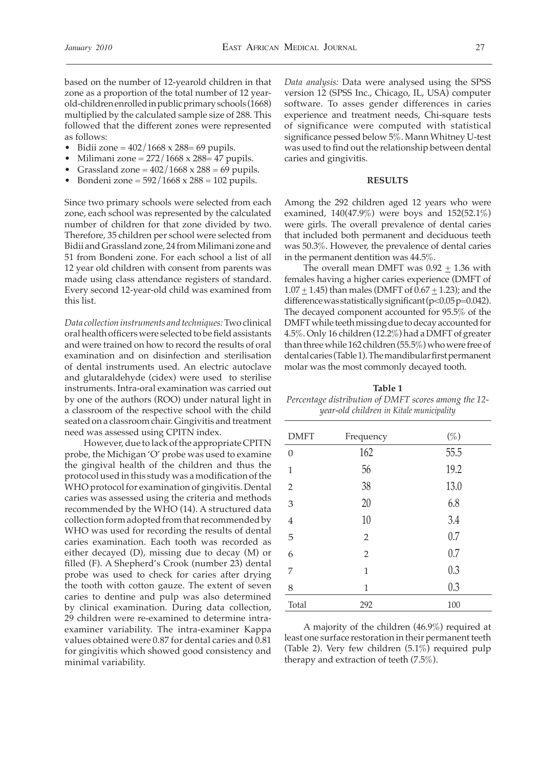based on the number of 12-yearold children in that zone as a proportion of the total number of 12 year-old-children enrolled in public primary schools (1668) multiplied by the calculated sample size of 288. This followed that the different zones were represented as follows:

- Bidii zone = 402/1668 x 288= 69 pupils.
- Milimani zone = 272/1668 x 288= 47 pupils.
- Grassland zone = 402/1668 x 288 = 69 pupils.
- Bondeni zone = 592/1668 x 288 = 102 pupils.

Since two primary schools were selected from each zone, each school was represented by the calculated number of children for that zone divided by two. Therefore, 35 children per school were selected from Bidii and Grassland zone, 24 from Milimani zone and 51 from Bondeni zone. For each school a list of all 12 year old children with consent from parents was made using class attendance registers of standard. Every second 12-year-old child was examined from this list.

*Data collection instruments and techniques:* Two clinical oral health officers were selected to be field assistants and were trained on how to record the results of oral examination and on disinfection and sterilisation of dental instruments used. An electric autoclave and glutaraldehyde (cidex) were used to sterilise instruments. Intra-oral examination was carried out by one of the authors (ROO) under natural light in a classroom of the respective school with the child seated on a classroom chair. Gingivitis and treatment need was assessed using CPITN index.

However, due to lack of the appropriate CPITN probe, the Michigan 'O' probe was used to examine the gingival health of the children and thus the protocol used in this study was a modification of the WHO protocol for examination of gingivitis. Dental caries was assessed using the criteria and methods recommended by the WHO (14). A structured data collection form adopted from that recommended by WHO was used for recording the results of dental caries examination. Each tooth was recorded as either decayed (D), missing due to decay (M) or filled (F). A Shepherd's Crook (number 23) dental probe was used to check for caries after drying the tooth with cotton gauze. The extent of seven caries to dentine and pulp was also determined by clinical examination. During data collection, 29 children were re-examined to determine intra-examiner variability. The intra-examiner Kappa values obtained were 0.87 for dental caries and 0.81 for gingivitis which showed good consistency and minimal variability.

*Data analysis:* Data were analysed using the SPSS version 12 (SPSS Inc., Chicago, IL, USA) computer software. To asses gender differences in caries experience and treatment needs, Chi-square tests of significance were computed with statistical significance pessed below 5%. Mann Whitney U-test was used to find out the relationship between dental caries and gingivitis.

## RESULTS

Among the 292 children aged 12 years who were examined, 140(47.9%) were boys and 152(52.1%) were girls. The overall prevalence of dental caries that included both permanent and deciduous teeth was 50.3%. However, the prevalence of dental caries in the permanent dentition was 44.5%.

The overall mean DMFT was $0.92 \pm 1.36$ with females having a higher caries experience (DMFT of $1.07 \pm 1.45$) than males (DMFT of $0.67 \pm 1.23$); and the difference was statistically significant ($p<0.05$ $p=0.042$). The decayed component accounted for 95.5% of the DMFT while teeth missing due to decay accounted for 4.5%. Only 16 children (12.2%) had a DMFT of greater than three while 162 children (55.5%) who were free of dental caries (Table 1). The mandibular first permanent molar was the most commonly decayed tooth.

**Table 1**

*Percentage distribution of DMFT scores among the 12-year-old children in Kitale municipality*

| DMFT | Frequency | (%) |
|---|---|---|
| 0 | 162 | 55.5 |
| 1 | 56 | 19.2 |
| 2 | 38 | 13.0 |
| 3 | 20 | 6.8 |
| 4 | 10 | 3.4 |
| 5 | 2 | 0.7 |
| 6 | 2 | 0.7 |
| 7 | 1 | 0.3 |
| 8 | 1 | 0.3 |
| Total | 292 | 100 |

A majority of the children (46.9%) required at least one surface restoration in their permanent teeth (Table 2). Very few children (5.1%) required pulp therapy and extraction of teeth (7.5%).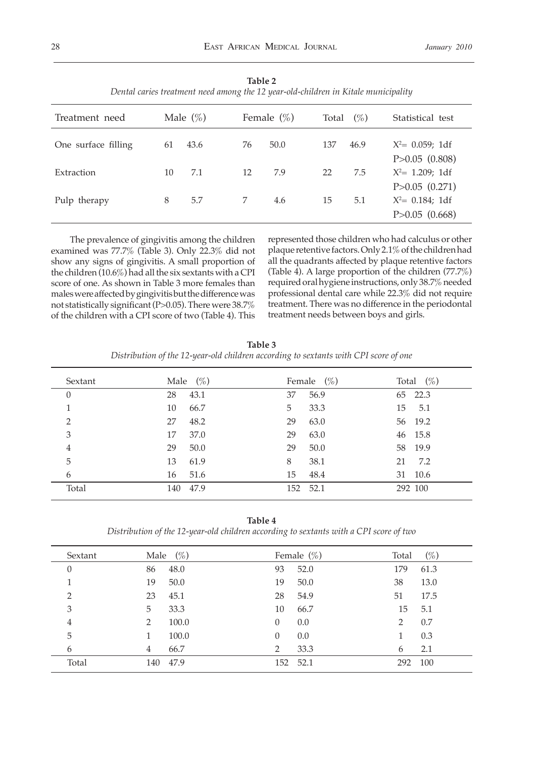**Table 2**

*Dental caries treatment need among the 12 year-old-children in Kitale municipality*

| Treatment need | Male | (%) | Female | (%) | Total | (%) | Statistical test |
|---|---|---|---|---|---|---|---|
| One surface filling | 61 | 43.6 | 76 | 50.0 | 137 | 46.9 | $X^2$= 0.059; 1df $P>0.05$ (0.808) |
| Extraction | 10 | 7.1 | 12 | 7.9 | 22 | 7.5 | $X^2$= 1.209; 1df $P>0.05$ (0.271) |
| Pulp therapy | 8 | 5.7 | 7 | 4.6 | 15 | 5.1 | $X^2$= 0.184; 1df $P>0.05$ (0.668) |

The prevalence of gingivitis among the children examined was 77.7% (Table 3). Only 22.3% did not show any signs of gingivitis. A small proportion of the children (10.6%) had all the six sextants with a CPI score of one. As shown in Table 3 more females than males were affected by gingivitis but the difference was not statistically significant ($P>0.05$). There were 38.7% of the children with a CPI score of two (Table 4). This represented those children who had calculus or other plaque retentive factors. Only 2.1% of the children had all the quadrants affected by plaque retentive factors (Table 4). A large proportion of the children (77.7%) required oral hygiene instructions, only 38.7% needed professional dental care while 22.3% did not require treatment. There was no difference in the periodontal treatment needs between boys and girls.

**Table 3**

*Distribution of the 12-year-old children according to sextants with CPI score of one*

| Sextant | Male | (%) | Female | (%) | Total | (%) |
|---|---|---|---|---|---|---|
| 0 | 28 | 43.1 | 37 | 56.9 | 65 | 22.3 |
| 1 | 10 | 66.7 | 5 | 33.3 | 15 | 5.1 |
| 2 | 27 | 48.2 | 29 | 63.0 | 56 | 19.2 |
| 3 | 17 | 37.0 | 29 | 63.0 | 46 | 15.8 |
| 4 | 29 | 50.0 | 29 | 50.0 | 58 | 19.9 |
| 5 | 13 | 61.9 | 8 | 38.1 | 21 | 7.2 |
| 6 | 16 | 51.6 | 15 | 48.4 | 31 | 10.6 |
| Total | 140 | 47.9 | 152 | 52.1 | 292 | 100 |

**Table 4**

*Distribution of the 12-year-old children according to sextants with a CPI score of two*

| Sextant | Male | (%) | Female | (%) | Total | (%) |
|---|---|---|---|---|---|---|
| 0 | 86 | 48.0 | 93 | 52.0 | 179 | 61.3 |
| 1 | 19 | 50.0 | 19 | 50.0 | 38 | 13.0 |
| 2 | 23 | 45.1 | 28 | 54.9 | 51 | 17.5 |
| 3 | 5 | 33.3 | 10 | 66.7 | 15 | 5.1 |
| 4 | 2 | 100.0 | 0 | 0.0 | 2 | 0.7 |
| 5 | 1 | 100.0 | 0 | 0.0 | 1 | 0.3 |
| 6 | 4 | 66.7 | 2 | 33.3 | 6 | 2.1 |
| Total | 140 | 47.9 | 152 | 52.1 | 292 | 100 |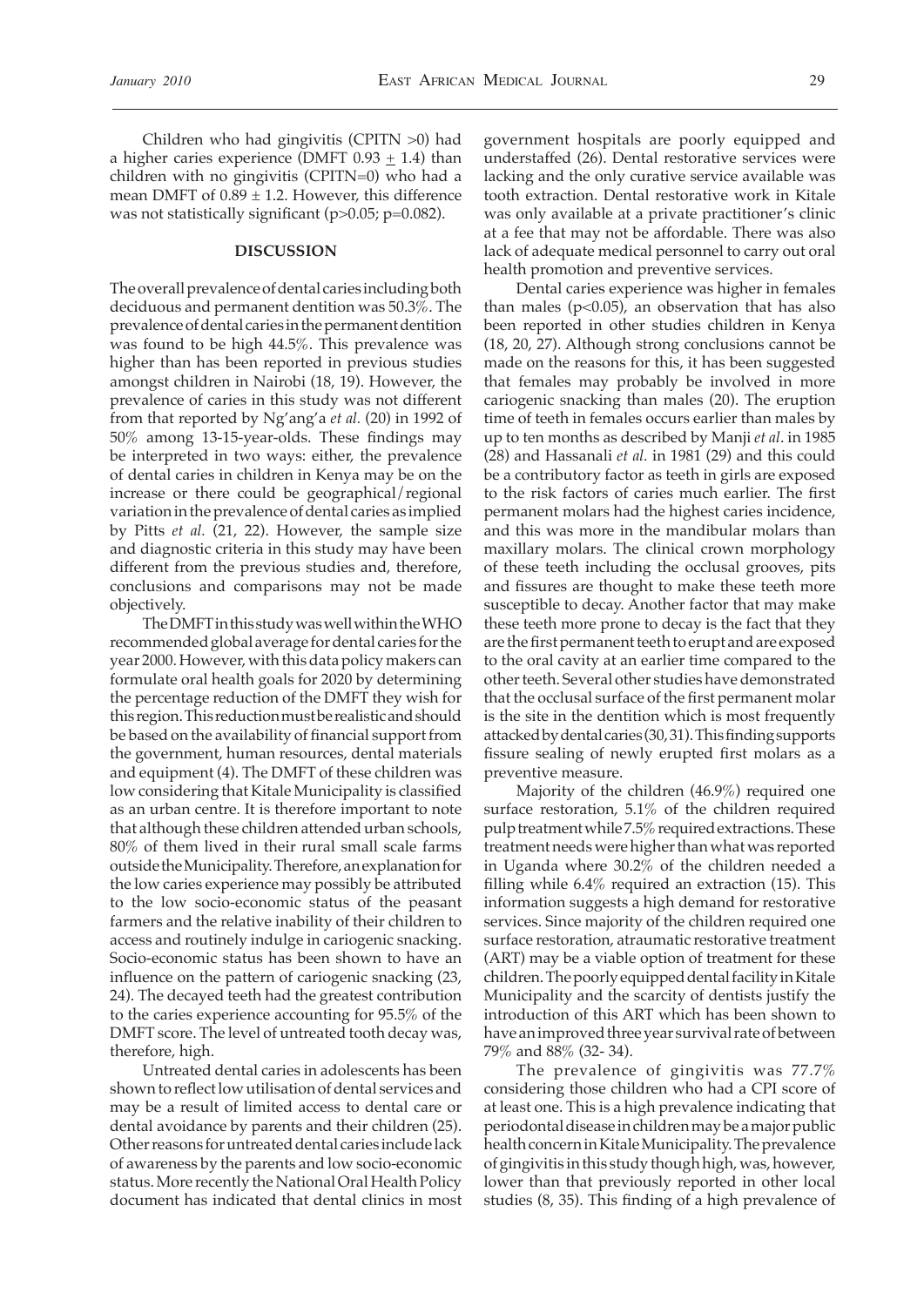Children who had gingivitis (CPITN >0) had a higher caries experience (DMFT 0.93 $\pm$ 1.4) than children with no gingivitis (CPITN=0) who had a mean DMFT of 0.89 $\pm$ 1.2. However, this difference was not statistically significant ($p>0.05$; $p=0.082$).

## DISCUSSION

The overall prevalence of dental caries including both deciduous and permanent dentition was 50.3%. The prevalence of dental caries in the permanent dentition was found to be high 44.5%. This prevalence was higher than has been reported in previous studies amongst children in Nairobi (18, 19). However, the prevalence of caries in this study was not different from that reported by Ng'ang'a *et al.* (20) in 1992 of 50% among 13-15-year-olds. These findings may be interpreted in two ways: either, the prevalence of dental caries in children in Kenya may be on the increase or there could be geographical/regional variation in the prevalence of dental caries as implied by Pitts *et al.* (21, 22). However, the sample size and diagnostic criteria in this study may have been different from the previous studies and, therefore, conclusions and comparisons may not be made objectively.

The DMFT in this study was well within the WHO recommended global average for dental caries for the year 2000. However, with this data policy makers can formulate oral health goals for 2020 by determining the percentage reduction of the DMFT they wish for this region. This reduction must be realistic and should be based on the availability of financial support from the government, human resources, dental materials and equipment (4). The DMFT of these children was low considering that Kitale Municipality is classified as an urban centre. It is therefore important to note that although these children attended urban schools, 80% of them lived in their rural small scale farms outside the Municipality. Therefore, an explanation for the low caries experience may possibly be attributed to the low socio-economic status of the peasant farmers and the relative inability of their children to access and routinely indulge in cariogenic snacking. Socio-economic status has been shown to have an influence on the pattern of cariogenic snacking (23, 24). The decayed teeth had the greatest contribution to the caries experience accounting for 95.5% of the DMFT score. The level of untreated tooth decay was, therefore, high.

Untreated dental caries in adolescents has been shown to reflect low utilisation of dental services and may be a result of limited access to dental care or dental avoidance by parents and their children (25). Other reasons for untreated dental caries include lack of awareness by the parents and low socio-economic status. More recently the National Oral Health Policy document has indicated that dental clinics in most government hospitals are poorly equipped and understaffed (26). Dental restorative services were lacking and the only curative service available was tooth extraction. Dental restorative work in Kitale was only available at a private practitioner's clinic at a fee that may not be affordable. There was also lack of adequate medical personnel to carry out oral health promotion and preventive services.

Dental caries experience was higher in females than males ($p<0.05$), an observation that has also been reported in other studies children in Kenya (18, 20, 27). Although strong conclusions cannot be made on the reasons for this, it has been suggested that females may probably be involved in more cariogenic snacking than males (20). The eruption time of teeth in females occurs earlier than males by up to ten months as described by Manji *et al.* in 1985 (28) and Hassanali *et al.* in 1981 (29) and this could be a contributory factor as teeth in girls are exposed to the risk factors of caries much earlier. The first permanent molars had the highest caries incidence, and this was more in the mandibular molars than maxillary molars. The clinical crown morphology of these teeth including the occlusal grooves, pits and fissures are thought to make these teeth more susceptible to decay. Another factor that may make these teeth more prone to decay is the fact that they are the first permanent teeth to erupt and are exposed to the oral cavity at an earlier time compared to the other teeth. Several other studies have demonstrated that the occlusal surface of the first permanent molar is the site in the dentition which is most frequently attacked by dental caries (30, 31). This finding supports fissure sealing of newly erupted first molars as a preventive measure.

Majority of the children (46.9%) required one surface restoration, 5.1% of the children required pulp treatment while 7.5% required extractions. These treatment needs were higher than what was reported in Uganda where 30.2% of the children needed a filling while 6.4% required an extraction (15). This information suggests a high demand for restorative services. Since majority of the children required one surface restoration, atraumatic restorative treatment (ART) may be a viable option of treatment for these children. The poorly equipped dental facility in Kitale Municipality and the scarcity of dentists justify the introduction of this ART which has been shown to have an improved three year survival rate of between 79% and 88% (32- 34).

The prevalence of gingivitis was 77.7% considering those children who had a CPI score of at least one. This is a high prevalence indicating that periodontal disease in children may be a major public health concern in Kitale Municipality. The prevalence of gingivitis in this study though high, was, however, lower than that previously reported in other local studies (8, 35). This finding of a high prevalence of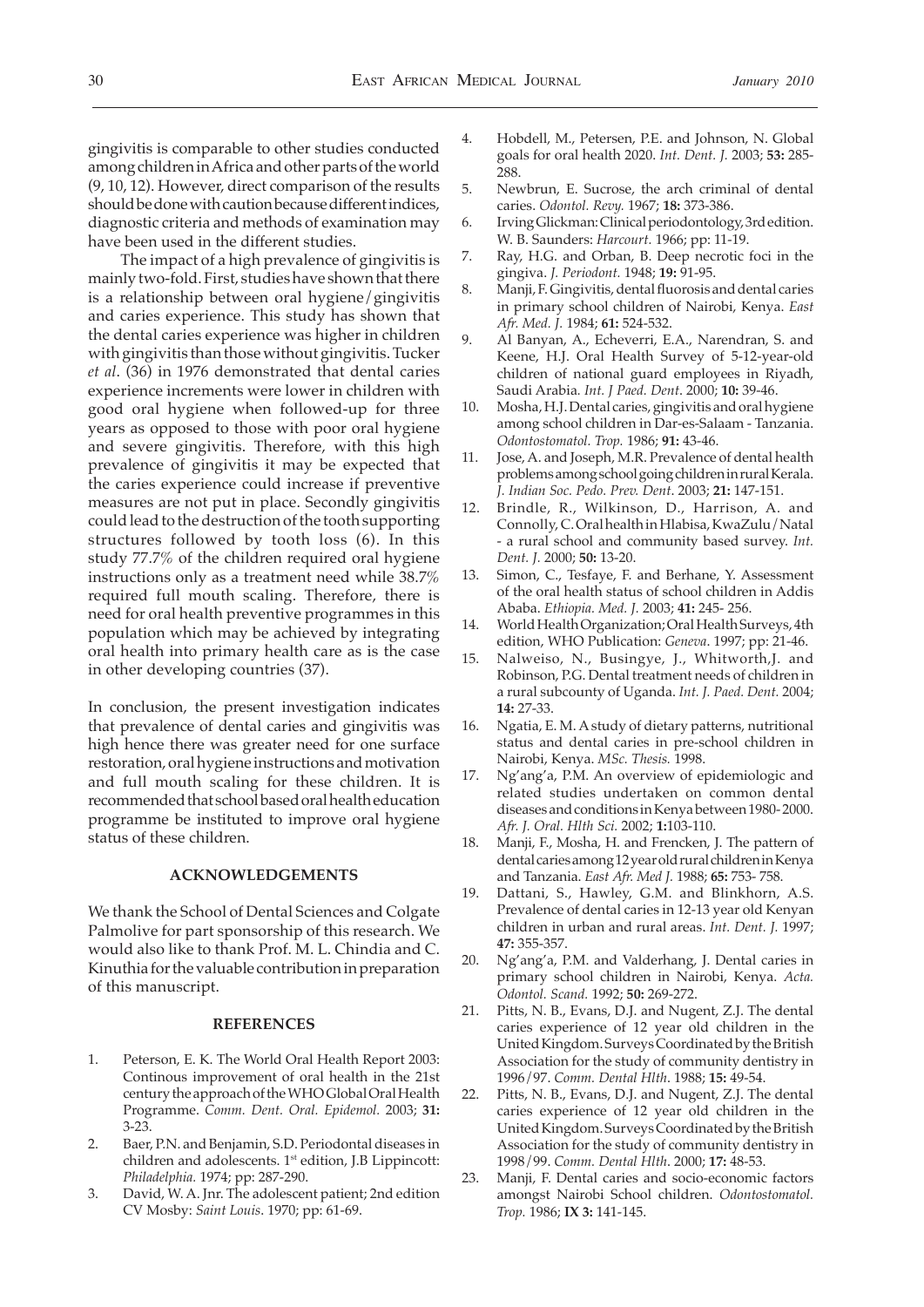gingivitis is comparable to other studies conducted among children in Africa and other parts of the world (9, 10, 12). However, direct comparison of the results should be done with caution because different indices, diagnostic criteria and methods of examination may have been used in the different studies.

The impact of a high prevalence of gingivitis is mainly two-fold. First, studies have shown that there is a relationship between oral hygiene/gingivitis and caries experience. This study has shown that the dental caries experience was higher in children with gingivitis than those without gingivitis. Tucker *et al*. (36) in 1976 demonstrated that dental caries experience increments were lower in children with good oral hygiene when followed-up for three years as opposed to those with poor oral hygiene and severe gingivitis. Therefore, with this high prevalence of gingivitis it may be expected that the caries experience could increase if preventive measures are not put in place. Secondly gingivitis could lead to the destruction of the tooth supporting structures followed by tooth loss (6). In this study 77.7% of the children required oral hygiene instructions only as a treatment need while 38.7% required full mouth scaling. Therefore, there is need for oral health preventive programmes in this population which may be achieved by integrating oral health into primary health care as is the case in other developing countries (37).

In conclusion, the present investigation indicates that prevalence of dental caries and gingivitis was high hence there was greater need for one surface restoration, oral hygiene instructions and motivation and full mouth scaling for these children. It is recommended that school based oral health education programme be instituted to improve oral hygiene status of these children.

## ACKNOWLEDGEMENTS

We thank the School of Dental Sciences and Colgate Palmolive for part sponsorship of this research. We would also like to thank Prof. M. L. Chindia and C. Kinuthia for the valuable contribution in preparation of this manuscript.

## REFERENCES

1. Peterson, E. K. The World Oral Health Report 2003: Continous improvement of oral health in the 21st century the approach of the WHO Global Oral Health Programme. *Comm. Dent. Oral. Epidemol.* 2003; **31:** 3-23.
2. Baer, P.N. and Benjamin, S.D. Periodontal diseases in children and adolescents. 1st edition, J.B Lippincott: *Philadelphia.* 1974; pp: 287-290.
3. David, W. A. Jnr. The adolescent patient; 2nd edition CV Mosby: *Saint Louis*. 1970; pp: 61-69.
4. Hobdell, M., Petersen, P.E. and Johnson, N. Global goals for oral health 2020. *Int. Dent. J.* 2003; **53:** 285-288.
5. Newbrun, E. Sucrose, the arch criminal of dental caries. *Odontol. Revy.* 1967; **18:** 373-386.
6. Irving Glickman: Clinical periodontology, 3rd edition. W. B. Saunders: *Harcourt.* 1966; pp: 11-19.
7. Ray, H.G. and Orban, B. Deep necrotic foci in the gingiva. *J. Periodont.* 1948; **19:** 91-95.
8. Manji, F. Gingivitis, dental fluorosis and dental caries in primary school children of Nairobi, Kenya. *East Afr. Med. J.* 1984; **61:** 524-532.
9. Al Banyan, A., Echeverri, E.A., Narendran, S. and Keene, H.J. Oral Health Survey of 5-12-year-old children of national guard employees in Riyadh, Saudi Arabia*. Int. J Paed. Dent*. 2000; **10:** 39-46.
10. Mosha, H.J. Dental caries, gingivitis and oral hygiene among school children in Dar-es-Salaam - Tanzania. *Odontostomatol. Trop.* 1986; **91:** 43-46.
11. Jose, A. and Joseph, M.R. Prevalence of dental health problems among school going children in rural Kerala. *J. Indian Soc. Pedo. Prev. Dent*. 2003; **21:** 147-151.
12. Brindle, R., Wilkinson, D., Harrison, A. and Connolly, C. Oral health in Hlabisa, KwaZulu/Natal - a rural school and community based survey. *Int. Dent. J.* 2000; **50:** 13-20.
13. Simon, C., Tesfaye, F. and Berhane, Y. Assessment of the oral health status of school children in Addis Ababa. *Ethiopia. Med. J.* 2003; **41:** 245- 256.
14. World Health Organization; Oral Health Surveys, 4th edition, WHO Publication: *Geneva*. 1997; pp: 21-46.
15. Nalweiso, N., Busingye, J., Whitworth,J. and Robinson, P.G. Dental treatment needs of children in a rural subcounty of Uganda. *Int. J. Paed. Dent.* 2004; **14:** 27-33.
16. Ngatia, E. M. A study of dietary patterns, nutritional status and dental caries in pre-school children in Nairobi, Kenya. *MSc. Thesis.* 1998.
17. Ng'ang'a, P.M. An overview of epidemiologic and related studies undertaken on common dental diseases and conditions in Kenya between 1980- 2000. *Afr. J. Oral. Hlth Sci.* 2002; **1:**103-110.
18. Manji, F., Mosha, H. and Frencken, J. The pattern of dental caries among 12 year old rural children in Kenya and Tanzania. *East Afr. Med J.* 1988; **65:** 753- 758.
19. Dattani, S., Hawley, G.M. and Blinkhorn, A.S. Prevalence of dental caries in 12-13 year old Kenyan children in urban and rural areas. *Int. Dent. J.* 1997; **47:** 355-357.
20. Ng'ang'a, P.M. and Valderhang, J. Dental caries in primary school children in Nairobi, Kenya. *Acta. Odontol. Scand*. 1992; **50:** 269-272.
21. Pitts, N. B., Evans, D.J. and Nugent, Z.J. The dental caries experience of 12 year old children in the United Kingdom. Surveys Coordinated by the British Association for the study of community dentistry in 1996/97. *Comm. Dental Hlth*. 1988; **15:** 49-54.
22. Pitts, N. B., Evans, D.J. and Nugent, Z.J. The dental caries experience of 12 year old children in the United Kingdom. Surveys Coordinated by the British Association for the study of community dentistry in 1998/99. *Comm. Dental Hlth*. 2000; **17:** 48-53.
23. Manji, F. Dental caries and socio-economic factors amongst Nairobi School children. *Odontostomatol. Trop.* 1986; **IX 3:** 141-145.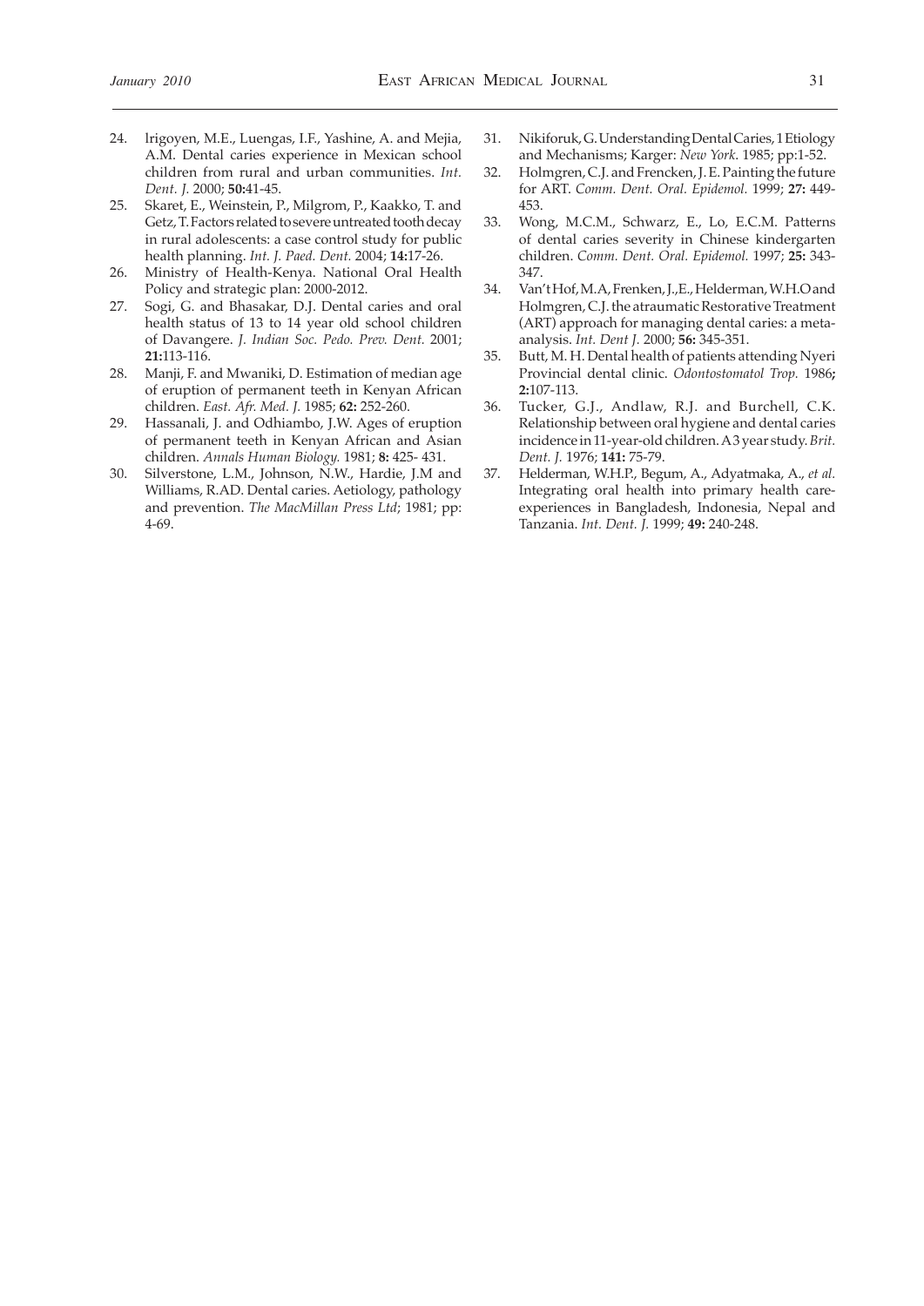24. lrigoyen, M.E., Luengas, I.F., Yashine, A. and Mejia, A.M. Dental caries experience in Mexican school children from rural and urban communities. *Int. Dent. J.* 2000; **50:**41-45.
25. Skaret, E., Weinstein, P., Milgrom, P., Kaakko, T. and Getz, T. Factors related to severe untreated tooth decay in rural adolescents: a case control study for public health planning. *Int. J. Paed. Dent.* 2004; **14:**17-26.
26. Ministry of Health-Kenya. National Oral Health Policy and strategic plan: 2000-2012.
27. Sogi, G. and Bhasakar, D.J. Dental caries and oral health status of 13 to 14 year old school children of Davangere. *J. Indian Soc. Pedo. Prev. Dent.* 2001; **21:**113-116.
28. Manji, F. and Mwaniki, D. Estimation of median age of eruption of permanent teeth in Kenyan African children. *East. Afr. Med. J.* 1985; **62:** 252-260.
29. Hassanali, J. and Odhiambo, J.W. Ages of eruption of permanent teeth in Kenyan African and Asian children. *Annals Human Biology.* 1981; **8:** 425- 431.
30. Silverstone, L.M., Johnson, N.W., Hardie, J.M and Williams, R.AD. Dental caries. Aetiology, pathology and prevention. *The MacMillan Press Ltd*; 1981; pp: 4-69.
31. Nikiforuk, G. Understanding Dental Caries, 1 Etiology and Mechanisms; Karger: *New York.* 1985; pp:1-52.
32. Holmgren, C.J. and Frencken, J. E. Painting the future for ART. *Comm. Dent. Oral. Epidemol.* 1999; **27:** 449-453.
33. Wong, M.C.M., Schwarz, E., Lo, E.C.M. Patterns of dental caries severity in Chinese kindergarten children. *Comm. Dent. Oral. Epidemol.* 1997; **25:** 343-347.
34. Van't Hof, M.A, Frenken, J.,E., Helderman, W.H.O and Holmgren, C.J. the atraumatic Restorative Treatment (ART) approach for managing dental caries: a meta-analysis. *Int. Dent J.* 2000; **56:** 345-351.
35. Butt, M. H. Dental health of patients attending Nyeri Provincial dental clinic. *Odontostomatol Trop.* 1986**; 2:**107-113.
36. Tucker, G.J., Andlaw, R.J. and Burchell, C.K. Relationship between oral hygiene and dental caries incidence in 11-year-old children. A 3 year study. *Brit. Dent. J.* 1976; **141:** 75-79.
37. Helderman, W.H.P., Begum, A., Adyatmaka, A., *et al.* Integrating oral health into primary health care-experiences in Bangladesh, Indonesia, Nepal and Tanzania. *Int. Dent. J.* 1999; **49:** 240-248.